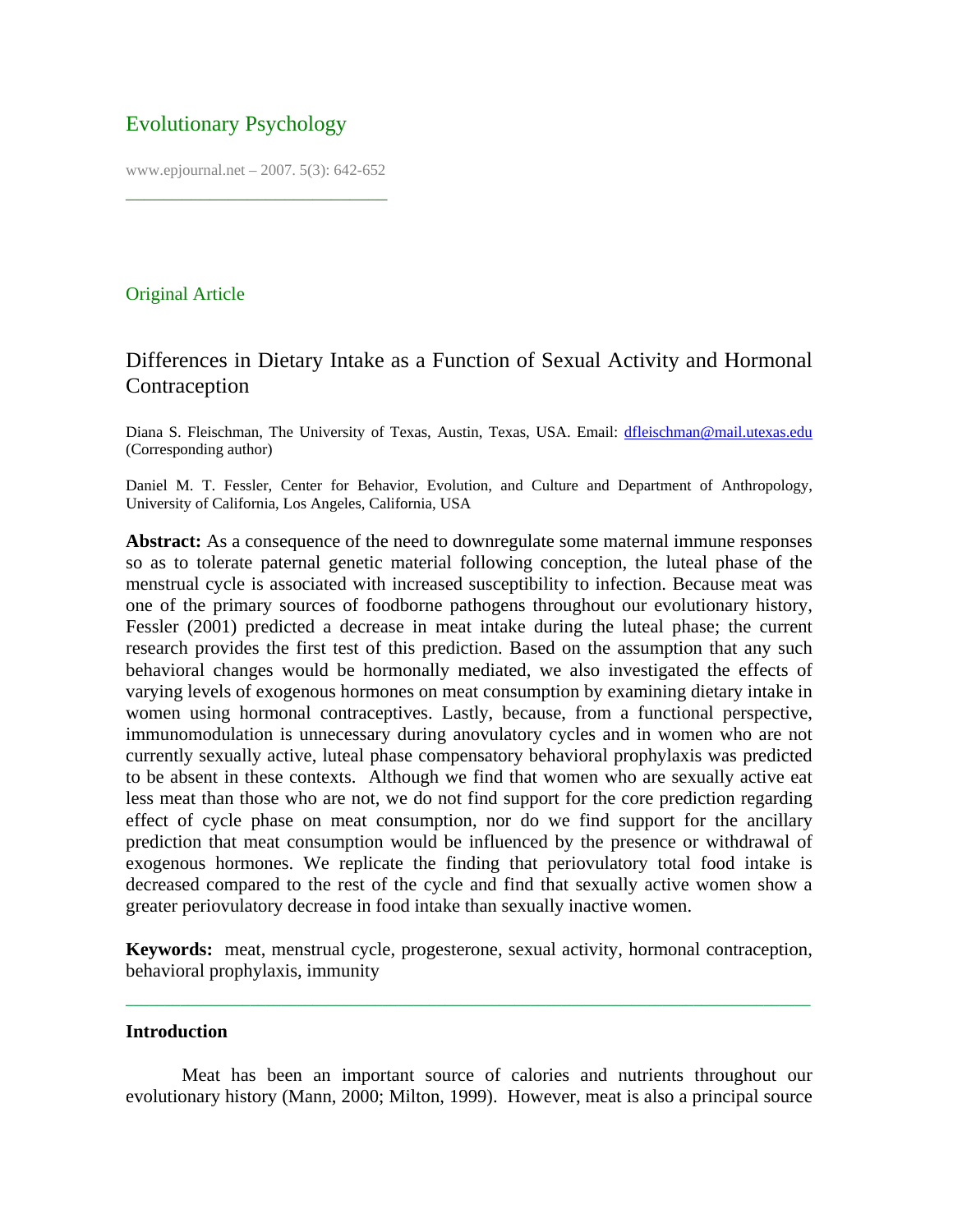Evolutionary Psychology

Original Article

# Differences in Dietary Intake as a Function of Sexual Activity and Hormonal Contraception

Diana S. Fleischman, The University of Texas, Austin, Texas, USA. Email: dfleischman@mail.utexas.edu (Corresponding author)

Daniel M. T. Fessler, Center for Behavior, Evolution, and Culture and Department of Anthropology, University of California, Los Angeles, California, USA

**Abstract:** As a consequence of the need to downregulate some maternal immune responses so as to tolerate paternal genetic material following conception, the luteal phase of the menstrual cycle is associated with increased susceptibility to infection. Because meat was one of the primary sources of foodborne pathogens throughout our evolutionary history, Fessler (2001) predicted a decrease in meat intake during the luteal phase; the current research provides the first test of this prediction. Based on the assumption that any such behavioral changes would be hormonally mediated, we also investigated the effects of varying levels of exogenous hormones on meat consumption by examining dietary intake in women using hormonal contraceptives. Lastly, because, from a functional perspective, immunomodulation is unnecessary during anovulatory cycles and in women who are not currently sexually active, luteal phase compensatory behavioral prophylaxis was predicted to be absent in these contexts. Although we find that women who are sexually active eat less meat than those who are not, we do not find support for the core prediction regarding effect of cycle phase on meat consumption, nor do we find support for the ancillary prediction that meat consumption would be influenced by the presence or withdrawal of exogenous hormones. We replicate the finding that periovulatory total food intake is decreased compared to the rest of the cycle and find that sexually active women show a greater periovulatory decrease in food intake than sexually inactive women.

**Keywords:** meat, menstrual cycle, progesterone, sexual activity, hormonal contraception, behavioral prophylaxis, immunity

## Introduction

Meat has been an important source of calories and nutrients throughout our evolutionary history (Mann, 2000; Milton, 1999). However, meat is also a principal source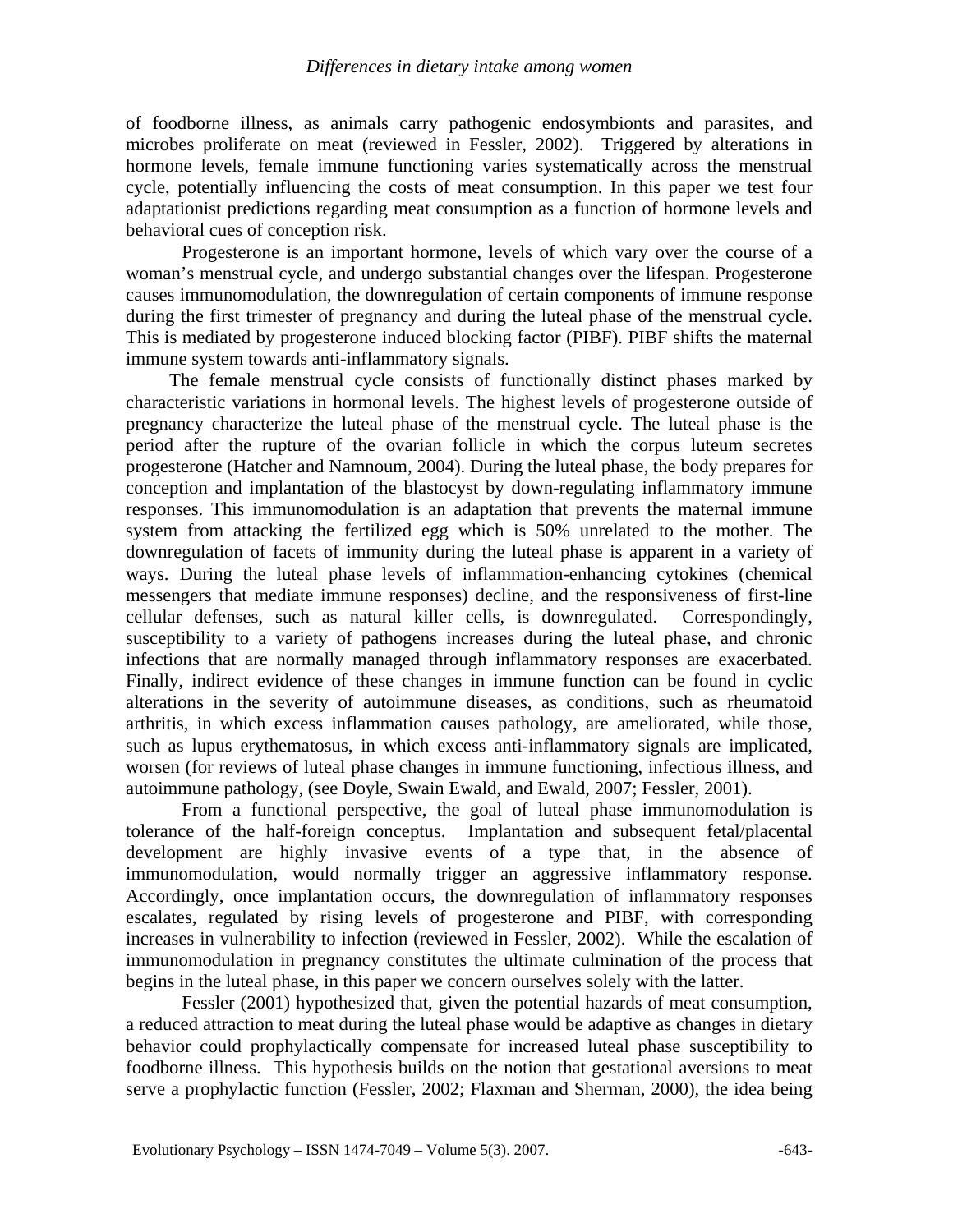of foodborne illness, as animals carry pathogenic endosymbionts and parasites, and microbes proliferate on meat (reviewed in Fessler, 2002). Triggered by alterations in hormone levels, female immune functioning varies systematically across the menstrual cycle, potentially influencing the costs of meat consumption. In this paper we test four adaptationist predictions regarding meat consumption as a function of hormone levels and behavioral cues of conception risk.

Progesterone is an important hormone, levels of which vary over the course of a woman's menstrual cycle, and undergo substantial changes over the lifespan. Progesterone causes immunomodulation, the downregulation of certain components of immune response during the first trimester of pregnancy and during the luteal phase of the menstrual cycle. This is mediated by progesterone induced blocking factor (PIBF). PIBF shifts the maternal immune system towards anti-inflammatory signals.

The female menstrual cycle consists of functionally distinct phases marked by characteristic variations in hormonal levels. The highest levels of progesterone outside of pregnancy characterize the luteal phase of the menstrual cycle. The luteal phase is the period after the rupture of the ovarian follicle in which the corpus luteum secretes progesterone (Hatcher and Namnoum, 2004). During the luteal phase, the body prepares for conception and implantation of the blastocyst by down-regulating inflammatory immune responses. This immunomodulation is an adaptation that prevents the maternal immune system from attacking the fertilized egg which is 50% unrelated to the mother. The downregulation of facets of immunity during the luteal phase is apparent in a variety of ways. During the luteal phase levels of inflammation-enhancing cytokines (chemical messengers that mediate immune responses) decline, and the responsiveness of first-line cellular defenses, such as natural killer cells, is downregulated. Correspondingly, susceptibility to a variety of pathogens increases during the luteal phase, and chronic infections that are normally managed through inflammatory responses are exacerbated. Finally, indirect evidence of these changes in immune function can be found in cyclic alterations in the severity of autoimmune diseases, as conditions, such as rheumatoid arthritis, in which excess inflammation causes pathology, are ameliorated, while those, such as lupus erythematosus, in which excess anti-inflammatory signals are implicated, worsen (for reviews of luteal phase changes in immune functioning, infectious illness, and autoimmune pathology, (see Doyle, Swain Ewald, and Ewald, 2007; Fessler, 2001).

From a functional perspective, the goal of luteal phase immunomodulation is tolerance of the half-foreign conceptus. Implantation and subsequent fetal/placental development are highly invasive events of a type that, in the absence of immunomodulation, would normally trigger an aggressive inflammatory response. Accordingly, once implantation occurs, the downregulation of inflammatory responses escalates, regulated by rising levels of progesterone and PIBF, with corresponding increases in vulnerability to infection (reviewed in Fessler, 2002). While the escalation of immunomodulation in pregnancy constitutes the ultimate culmination of the process that begins in the luteal phase, in this paper we concern ourselves solely with the latter.

Fessler (2001) hypothesized that, given the potential hazards of meat consumption, a reduced attraction to meat during the luteal phase would be adaptive as changes in dietary behavior could prophylactically compensate for increased luteal phase susceptibility to foodborne illness. This hypothesis builds on the notion that gestational aversions to meat serve a prophylactic function (Fessler, 2002; Flaxman and Sherman, 2000), the idea being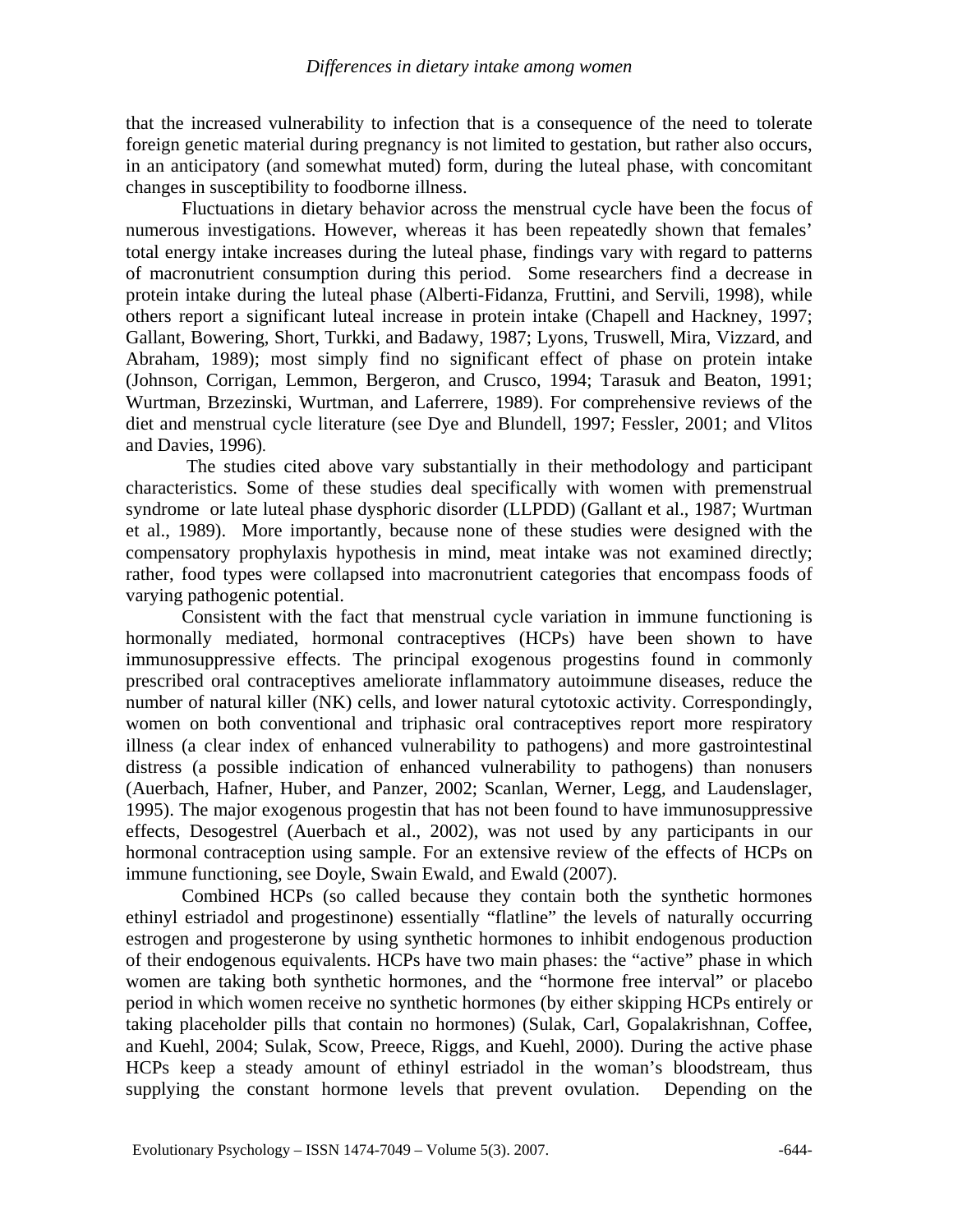that the increased vulnerability to infection that is a consequence of the need to tolerate foreign genetic material during pregnancy is not limited to gestation, but rather also occurs, in an anticipatory (and somewhat muted) form, during the luteal phase, with concomitant changes in susceptibility to foodborne illness.

Fluctuations in dietary behavior across the menstrual cycle have been the focus of numerous investigations. However, whereas it has been repeatedly shown that females' total energy intake increases during the luteal phase, findings vary with regard to patterns of macronutrient consumption during this period. Some researchers find a decrease in protein intake during the luteal phase (Alberti-Fidanza, Fruttini, and Servili, 1998), while others report a significant luteal increase in protein intake (Chapell and Hackney, 1997; Gallant, Bowering, Short, Turkki, and Badawy, 1987; Lyons, Truswell, Mira, Vizzard, and Abraham, 1989); most simply find no significant effect of phase on protein intake (Johnson, Corrigan, Lemmon, Bergeron, and Crusco, 1994; Tarasuk and Beaton, 1991; Wurtman, Brzezinski, Wurtman, and Laferrere, 1989). For comprehensive reviews of the diet and menstrual cycle literature (see Dye and Blundell, 1997; Fessler, 2001; and Vlitos and Davies, 1996).

The studies cited above vary substantially in their methodology and participant characteristics. Some of these studies deal specifically with women with premenstrual syndrome or late luteal phase dysphoric disorder (LLPDD) (Gallant et al., 1987; Wurtman et al., 1989). More importantly, because none of these studies were designed with the compensatory prophylaxis hypothesis in mind, meat intake was not examined directly; rather, food types were collapsed into macronutrient categories that encompass foods of varying pathogenic potential.

Consistent with the fact that menstrual cycle variation in immune functioning is hormonally mediated, hormonal contraceptives (HCPs) have been shown to have immunosuppressive effects. The principal exogenous progestins found in commonly prescribed oral contraceptives ameliorate inflammatory autoimmune diseases, reduce the number of natural killer (NK) cells, and lower natural cytotoxic activity. Correspondingly, women on both conventional and triphasic oral contraceptives report more respiratory illness (a clear index of enhanced vulnerability to pathogens) and more gastrointestinal distress (a possible indication of enhanced vulnerability to pathogens) than nonusers (Auerbach, Hafner, Huber, and Panzer, 2002; Scanlan, Werner, Legg, and Laudenslager, 1995). The major exogenous progestin that has not been found to have immunosuppressive effects, Desogestrel (Auerbach et al., 2002), was not used by any participants in our hormonal contraception using sample. For an extensive review of the effects of HCPs on immune functioning, see Doyle, Swain Ewald, and Ewald (2007).

Combined HCPs (so called because they contain both the synthetic hormones ethinyl estriadol and progestinone) essentially "flatline" the levels of naturally occurring estrogen and progesterone by using synthetic hormones to inhibit endogenous production of their endogenous equivalents. HCPs have two main phases: the "active" phase in which women are taking both synthetic hormones, and the "hormone free interval" or placebo period in which women receive no synthetic hormones (by either skipping HCPs entirely or taking placeholder pills that contain no hormones) (Sulak, Carl, Gopalakrishnan, Coffee, and Kuehl, 2004; Sulak, Scow, Preece, Riggs, and Kuehl, 2000). During the active phase HCPs keep a steady amount of ethinyl estriadol in the woman's bloodstream, thus supplying the constant hormone levels that prevent ovulation. Depending on the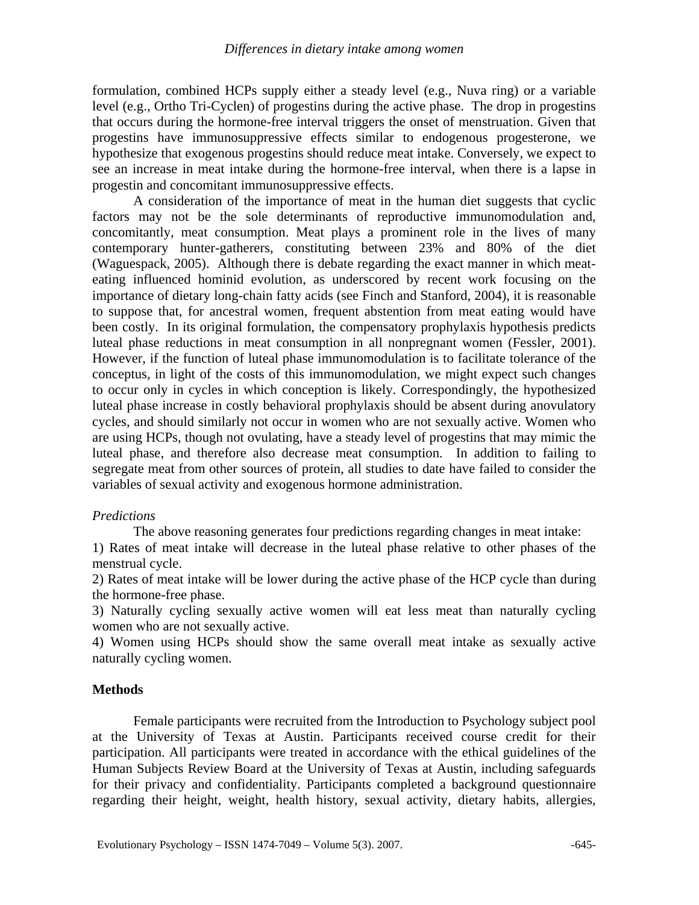formulation, combined HCPs supply either a steady level (e.g., Nuva ring) or a variable level (e.g., Ortho Tri-Cyclen) of progestins during the active phase. The drop in progestins that occurs during the hormone-free interval triggers the onset of menstruation. Given that progestins have immunosuppressive effects similar to endogenous progesterone, we hypothesize that exogenous progestins should reduce meat intake. Conversely, we expect to see an increase in meat intake during the hormone-free interval, when there is a lapse in progestin and concomitant immunosuppressive effects.

A consideration of the importance of meat in the human diet suggests that cyclic factors may not be the sole determinants of reproductive immunomodulation and, concomitantly, meat consumption. Meat plays a prominent role in the lives of many contemporary hunter-gatherers, constituting between 23% and 80% of the diet (Waguespack, 2005). Although there is debate regarding the exact manner in which meat-eating influenced hominid evolution, as underscored by recent work focusing on the importance of dietary long-chain fatty acids (see Finch and Stanford, 2004), it is reasonable to suppose that, for ancestral women, frequent abstention from meat eating would have been costly. In its original formulation, the compensatory prophylaxis hypothesis predicts luteal phase reductions in meat consumption in all nonpregnant women (Fessler, 2001). However, if the function of luteal phase immunomodulation is to facilitate tolerance of the conceptus, in light of the costs of this immunomodulation, we might expect such changes to occur only in cycles in which conception is likely. Correspondingly, the hypothesized luteal phase increase in costly behavioral prophylaxis should be absent during anovulatory cycles, and should similarly not occur in women who are not sexually active. Women who are using HCPs, though not ovulating, have a steady level of progestins that may mimic the luteal phase, and therefore also decrease meat consumption. In addition to failing to segregate meat from other sources of protein, all studies to date have failed to consider the variables of sexual activity and exogenous hormone administration.

*Predictions*

The above reasoning generates four predictions regarding changes in meat intake:

1) Rates of meat intake will decrease in the luteal phase relative to other phases of the menstrual cycle.

2) Rates of meat intake will be lower during the active phase of the HCP cycle than during the hormone-free phase.

3) Naturally cycling sexually active women will eat less meat than naturally cycling women who are not sexually active.

4) Women using HCPs should show the same overall meat intake as sexually active naturally cycling women.

## Methods

Female participants were recruited from the Introduction to Psychology subject pool at the University of Texas at Austin. Participants received course credit for their participation. All participants were treated in accordance with the ethical guidelines of the Human Subjects Review Board at the University of Texas at Austin, including safeguards for their privacy and confidentiality. Participants completed a background questionnaire regarding their height, weight, health history, sexual activity, dietary habits, allergies,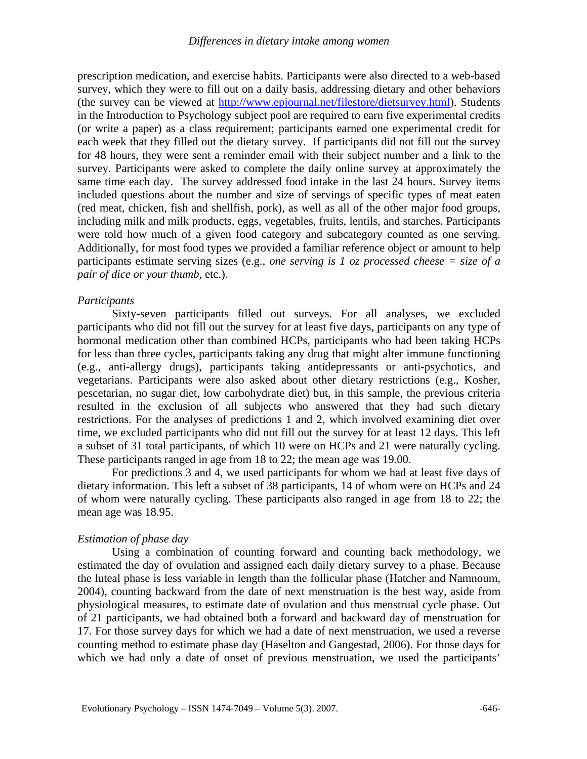prescription medication, and exercise habits. Participants were also directed to a web-based survey, which they were to fill out on a daily basis, addressing dietary and other behaviors (the survey can be viewed at http://www.epjournal.net/filestore/dietsurvey.html). Students in the Introduction to Psychology subject pool are required to earn five experimental credits (or write a paper) as a class requirement; participants earned one experimental credit for each week that they filled out the dietary survey. If participants did not fill out the survey for 48 hours, they were sent a reminder email with their subject number and a link to the survey. Participants were asked to complete the daily online survey at approximately the same time each day. The survey addressed food intake in the last 24 hours. Survey items included questions about the number and size of servings of specific types of meat eaten (red meat, chicken, fish and shellfish, pork), as well as all of the other major food groups, including milk and milk products, eggs, vegetables, fruits, lentils, and starches. Participants were told how much of a given food category and subcategory counted as one serving. Additionally, for most food types we provided a familiar reference object or amount to help participants estimate serving sizes (e.g., *one serving is 1 oz processed cheese = size of a pair of dice or your thumb*, etc.).

*Participants*

Sixty-seven participants filled out surveys. For all analyses, we excluded participants who did not fill out the survey for at least five days, participants on any type of hormonal medication other than combined HCPs, participants who had been taking HCPs for less than three cycles, participants taking any drug that might alter immune functioning (e.g., anti-allergy drugs), participants taking antidepressants or anti-psychotics, and vegetarians. Participants were also asked about other dietary restrictions (e.g., Kosher, pescetarian, no sugar diet, low carbohydrate diet) but, in this sample, the previous criteria resulted in the exclusion of all subjects who answered that they had such dietary restrictions. For the analyses of predictions 1 and 2, which involved examining diet over time, we excluded participants who did not fill out the survey for at least 12 days. This left a subset of 31 total participants, of which 10 were on HCPs and 21 were naturally cycling. These participants ranged in age from 18 to 22; the mean age was 19.00.

For predictions 3 and 4, we used participants for whom we had at least five days of dietary information. This left a subset of 38 participants, 14 of whom were on HCPs and 24 of whom were naturally cycling. These participants also ranged in age from 18 to 22; the mean age was 18.95.

*Estimation of phase day*

Using a combination of counting forward and counting back methodology, we estimated the day of ovulation and assigned each daily dietary survey to a phase. Because the luteal phase is less variable in length than the follicular phase (Hatcher and Namnoum, 2004), counting backward from the date of next menstruation is the best way, aside from physiological measures, to estimate date of ovulation and thus menstrual cycle phase. Out of 21 participants, we had obtained both a forward and backward day of menstruation for 17. For those survey days for which we had a date of next menstruation, we used a reverse counting method to estimate phase day (Haselton and Gangestad, 2006). For those days for which we had only a date of onset of previous menstruation, we used the participants'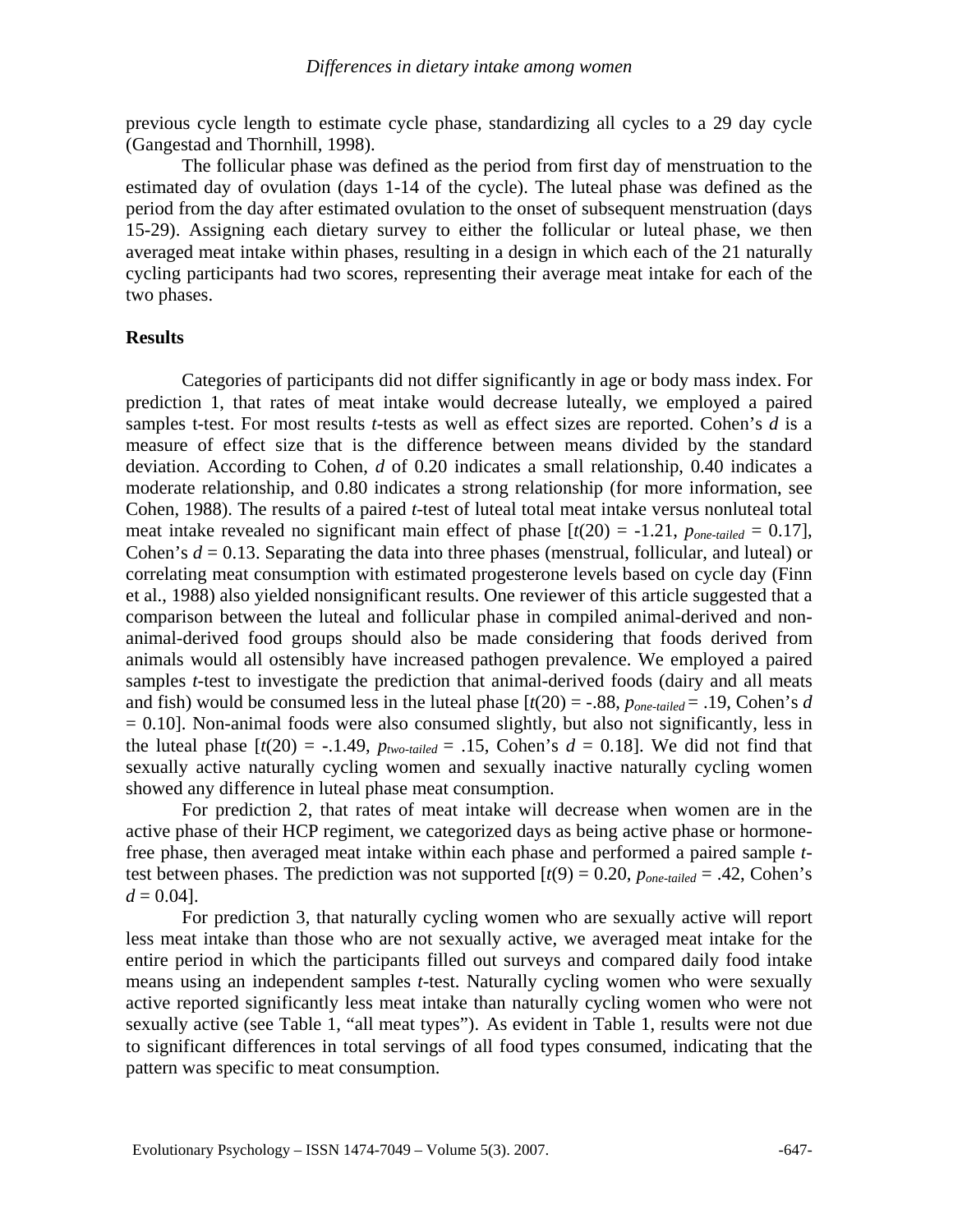previous cycle length to estimate cycle phase, standardizing all cycles to a 29 day cycle (Gangestad and Thornhill, 1998).

The follicular phase was defined as the period from first day of menstruation to the estimated day of ovulation (days 1-14 of the cycle). The luteal phase was defined as the period from the day after estimated ovulation to the onset of subsequent menstruation (days 15-29). Assigning each dietary survey to either the follicular or luteal phase, we then averaged meat intake within phases, resulting in a design in which each of the 21 naturally cycling participants had two scores, representing their average meat intake for each of the two phases.

## Results

Categories of participants did not differ significantly in age or body mass index. For prediction 1, that rates of meat intake would decrease luteally, we employed a paired samples t-test. For most results *t*-tests as well as effect sizes are reported. Cohen's *d* is a measure of effect size that is the difference between means divided by the standard deviation. According to Cohen, *d* of 0.20 indicates a small relationship, 0.40 indicates a moderate relationship, and 0.80 indicates a strong relationship (for more information, see Cohen, 1988). The results of a paired *t*-test of luteal total meat intake versus nonluteal total meat intake revealed no significant main effect of phase [$t(20) = -1.21$, $p_{one\text{-}tailed} = 0.17$], Cohen's $d = 0.13$. Separating the data into three phases (menstrual, follicular, and luteal) or correlating meat consumption with estimated progesterone levels based on cycle day (Finn et al., 1988) also yielded nonsignificant results. One reviewer of this article suggested that a comparison between the luteal and follicular phase in compiled animal-derived and non-animal-derived food groups should also be made considering that foods derived from animals would all ostensibly have increased pathogen prevalence. We employed a paired samples *t*-test to investigate the prediction that animal-derived foods (dairy and all meats and fish) would be consumed less in the luteal phase [$t(20) = -.88$, $p_{one\text{-}tailed} = .19$, Cohen's $d = 0.10$]. Non-animal foods were also consumed slightly, but also not significantly, less in the luteal phase [$t(20) = -.1.49$, $p_{two\text{-}tailed} = .15$, Cohen's $d = 0.18$]. We did not find that sexually active naturally cycling women and sexually inactive naturally cycling women showed any difference in luteal phase meat consumption.

For prediction 2, that rates of meat intake will decrease when women are in the active phase of their HCP regiment, we categorized days as being active phase or hormone-free phase, then averaged meat intake within each phase and performed a paired sample *t*-test between phases. The prediction was not supported [$t(9) = 0.20$, $p_{one\text{-}tailed} = .42$, Cohen's $d = 0.04$].

For prediction 3, that naturally cycling women who are sexually active will report less meat intake than those who are not sexually active, we averaged meat intake for the entire period in which the participants filled out surveys and compared daily food intake means using an independent samples *t*-test. Naturally cycling women who were sexually active reported significantly less meat intake than naturally cycling women who were not sexually active (see Table 1, "all meat types"). As evident in Table 1, results were not due to significant differences in total servings of all food types consumed, indicating that the pattern was specific to meat consumption.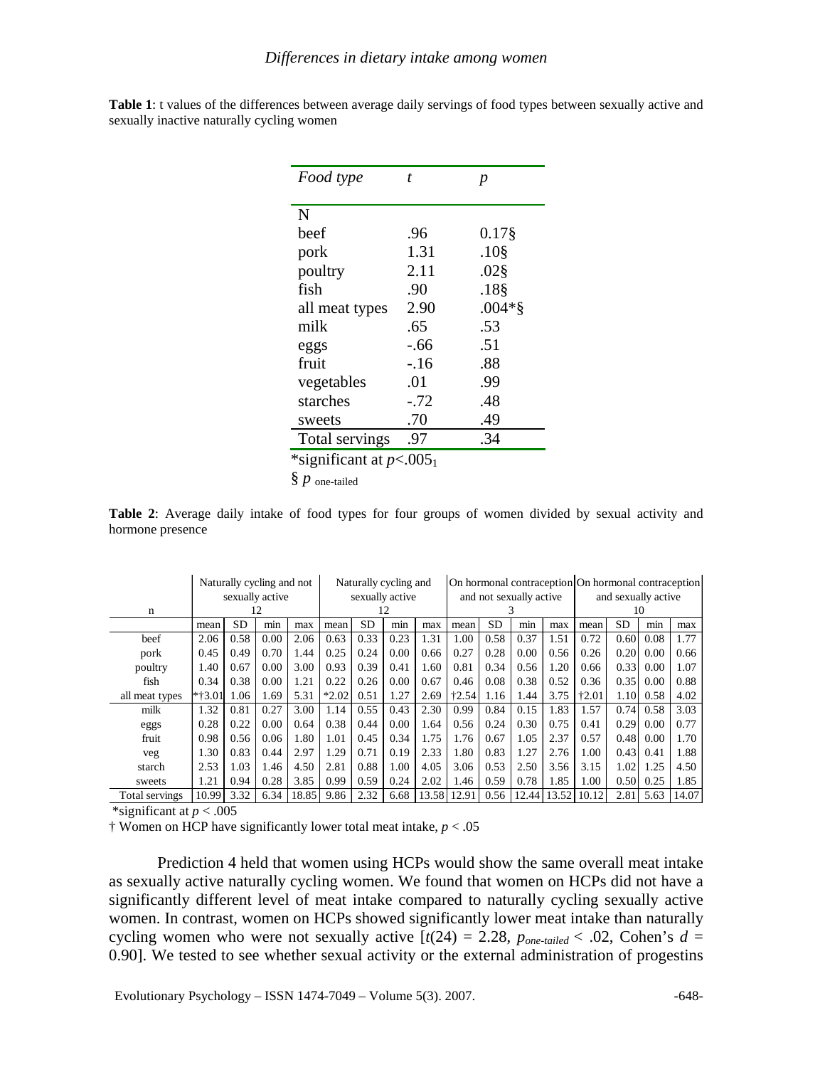**Table 1**: t values of the differences between average daily servings of food types between sexually active and sexually inactive naturally cycling women

| *Food type* | *t* | *p* |
|---|---|---|
| N | | |
| beef | .96 | 0.17§ |
| pork | 1.31 | .10§ |
| poultry | 2.11 | .02§ |
| fish | .90 | .18§ |
| all meat types | 2.90 | .004*§ |
| milk | .65 | .53 |
| eggs | -.66 | .51 |
| fruit | -.16 | .88 |
| vegetables | .01 | .99 |
| starches | -.72 | .48 |
| sweets | .70 | .49 |
| Total servings | .97 | .34 |

*significant at $p$<.005[1]

§ $p$ one-tailed

**Table 2**: Average daily intake of food types for four groups of women divided by sexual activity and hormone presence

| | Naturally cycling and not sexually active | | | | Naturally cycling and sexually active | | | | On hormonal contraception and not sexually active | | | | On hormonal contraception and sexually active | | | |
|---|---|---|---|---|---|---|---|---|---|---|---|---|---|---|---|---|
| n | 12 | | | | 12 | | | | 3 | | | | 10 | | | |
| | mean | SD | min | max | mean | SD | min | max | mean | SD | min | max | mean | SD | min | max |
| beef | 2.06 | 0.58 | 0.00 | 2.06 | 0.63 | 0.33 | 0.23 | 1.31 | 1.00 | 0.58 | 0.37 | 1.51 | 0.72 | 0.60 | 0.08 | 1.77 |
| pork | 0.45 | 0.49 | 0.70 | 1.44 | 0.25 | 0.24 | 0.00 | 0.66 | 0.27 | 0.28 | 0.00 | 0.56 | 0.26 | 0.20 | 0.00 | 0.66 |
| poultry | 1.40 | 0.67 | 0.00 | 3.00 | 0.93 | 0.39 | 0.41 | 1.60 | 0.81 | 0.34 | 0.56 | 1.20 | 0.66 | 0.33 | 0.00 | 1.07 |
| fish | 0.34 | 0.38 | 0.00 | 1.21 | 0.22 | 0.26 | 0.00 | 0.67 | 0.46 | 0.08 | 0.38 | 0.52 | 0.36 | 0.35 | 0.00 | 0.88 |
| all meat types | *†3.01 | 1.06 | 1.69 | 5.31 | *2.02 | 0.51 | 1.27 | 2.69 | †2.54 | 1.16 | 1.44 | 3.75 | †2.01 | 1.10 | 0.58 | 4.02 |
| milk | 1.32 | 0.81 | 0.27 | 3.00 | 1.14 | 0.55 | 0.43 | 2.30 | 0.99 | 0.84 | 0.15 | 1.83 | 1.57 | 0.74 | 0.58 | 3.03 |
| eggs | 0.28 | 0.22 | 0.00 | 0.64 | 0.38 | 0.44 | 0.00 | 1.64 | 0.56 | 0.24 | 0.30 | 0.75 | 0.41 | 0.29 | 0.00 | 0.77 |
| fruit | 0.98 | 0.56 | 0.06 | 1.80 | 1.01 | 0.45 | 0.34 | 1.75 | 1.76 | 0.67 | 1.05 | 2.37 | 0.57 | 0.48 | 0.00 | 1.70 |
| veg | 1.30 | 0.83 | 0.44 | 2.97 | 1.29 | 0.71 | 0.19 | 2.33 | 1.80 | 0.83 | 1.27 | 2.76 | 1.00 | 0.43 | 0.41 | 1.88 |
| starch | 2.53 | 1.03 | 1.46 | 4.50 | 2.81 | 0.88 | 1.00 | 4.05 | 3.06 | 0.53 | 2.50 | 3.56 | 3.15 | 1.02 | 1.25 | 4.50 |
| sweets | 1.21 | 0.94 | 0.28 | 3.85 | 0.99 | 0.59 | 0.24 | 2.02 | 1.46 | 0.59 | 0.78 | 1.85 | 1.00 | 0.50 | 0.25 | 1.85 |
| Total servings | 10.99 | 3.32 | 6.34 | 18.85 | 9.86 | 2.32 | 6.68 | 13.58 | 12.91 | 0.56 | 12.44 | 13.52 | 10.12 | 2.81 | 5.63 | 14.07 |

*significant at $p < .005$

† Women on HCP have significantly lower total meat intake, $p < .05$

Prediction 4 held that women using HCPs would show the same overall meat intake as sexually active naturally cycling women. We found that women on HCPs did not have a significantly different level of meat intake compared to naturally cycling sexually active women. In contrast, women on HCPs showed significantly lower meat intake than naturally cycling women who were not sexually active [$t(24) = 2.28$, $p_{one\text{-}tailed} < .02$, Cohen's $d$ = 0.90]. We tested to see whether sexual activity or the external administration of progestins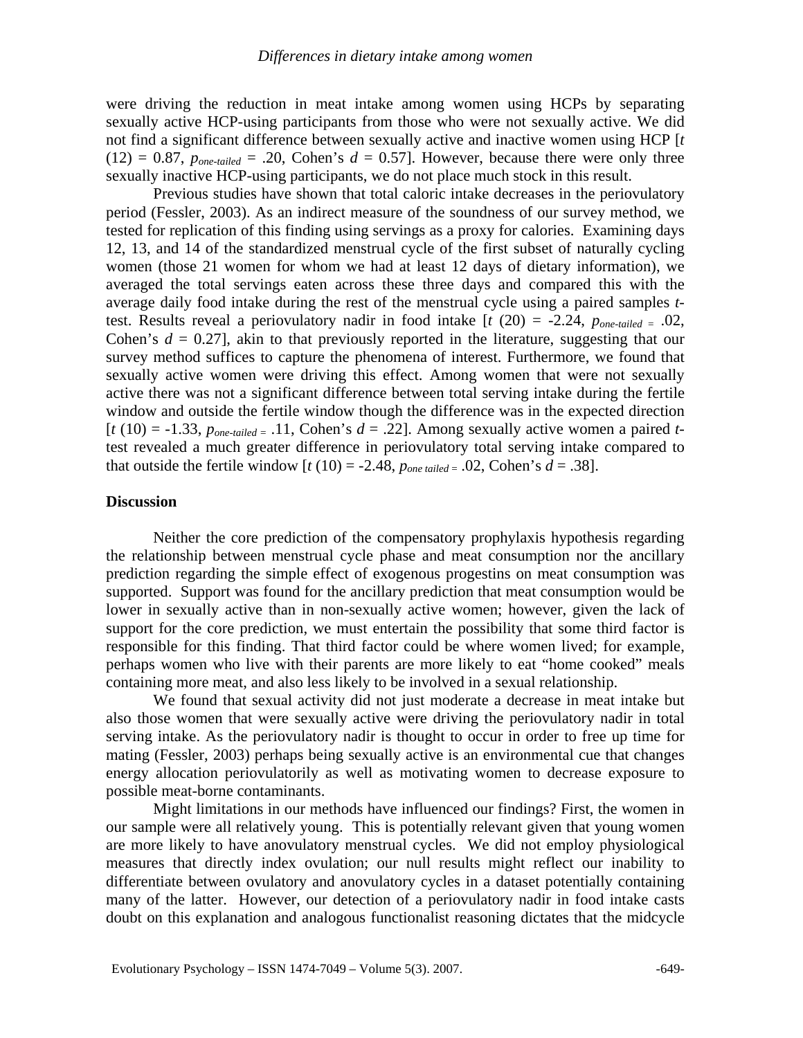were driving the reduction in meat intake among women using HCPs by separating sexually active HCP-using participants from those who were not sexually active. We did not find a significant difference between sexually active and inactive women using HCP [$t$ (12) = 0.87, $p_{one\text{-}tailed}$ = .20, Cohen's $d$ = 0.57]. However, because there were only three sexually inactive HCP-using participants, we do not place much stock in this result.

Previous studies have shown that total caloric intake decreases in the periovulatory period (Fessler, 2003). As an indirect measure of the soundness of our survey method, we tested for replication of this finding using servings as a proxy for calories. Examining days 12, 13, and 14 of the standardized menstrual cycle of the first subset of naturally cycling women (those 21 women for whom we had at least 12 days of dietary information), we averaged the total servings eaten across these three days and compared this with the average daily food intake during the rest of the menstrual cycle using a paired samples $t$-test. Results reveal a periovulatory nadir in food intake [$t$ (20) = -2.24, $p_{one\text{-}tailed}$ = .02, Cohen's $d$ = 0.27], akin to that previously reported in the literature, suggesting that our survey method suffices to capture the phenomena of interest. Furthermore, we found that sexually active women were driving this effect. Among women that were not sexually active there was not a significant difference between total serving intake during the fertile window and outside the fertile window though the difference was in the expected direction [$t$ (10) = -1.33, $p_{one\text{-}tailed}$ = .11, Cohen's $d$ = .22]. Among sexually active women a paired $t$-test revealed a much greater difference in periovulatory total serving intake compared to that outside the fertile window [$t$ (10) = -2.48, $p_{one\ tailed}$ = .02, Cohen's $d$ = .38].

## Discussion

Neither the core prediction of the compensatory prophylaxis hypothesis regarding the relationship between menstrual cycle phase and meat consumption nor the ancillary prediction regarding the simple effect of exogenous progestins on meat consumption was supported. Support was found for the ancillary prediction that meat consumption would be lower in sexually active than in non-sexually active women; however, given the lack of support for the core prediction, we must entertain the possibility that some third factor is responsible for this finding. That third factor could be where women lived; for example, perhaps women who live with their parents are more likely to eat "home cooked" meals containing more meat, and also less likely to be involved in a sexual relationship.

We found that sexual activity did not just moderate a decrease in meat intake but also those women that were sexually active were driving the periovulatory nadir in total serving intake. As the periovulatory nadir is thought to occur in order to free up time for mating (Fessler, 2003) perhaps being sexually active is an environmental cue that changes energy allocation periovulatorily as well as motivating women to decrease exposure to possible meat-borne contaminants.

Might limitations in our methods have influenced our findings? First, the women in our sample were all relatively young. This is potentially relevant given that young women are more likely to have anovulatory menstrual cycles. We did not employ physiological measures that directly index ovulation; our null results might reflect our inability to differentiate between ovulatory and anovulatory cycles in a dataset potentially containing many of the latter. However, our detection of a periovulatory nadir in food intake casts doubt on this explanation and analogous functionalist reasoning dictates that the midcycle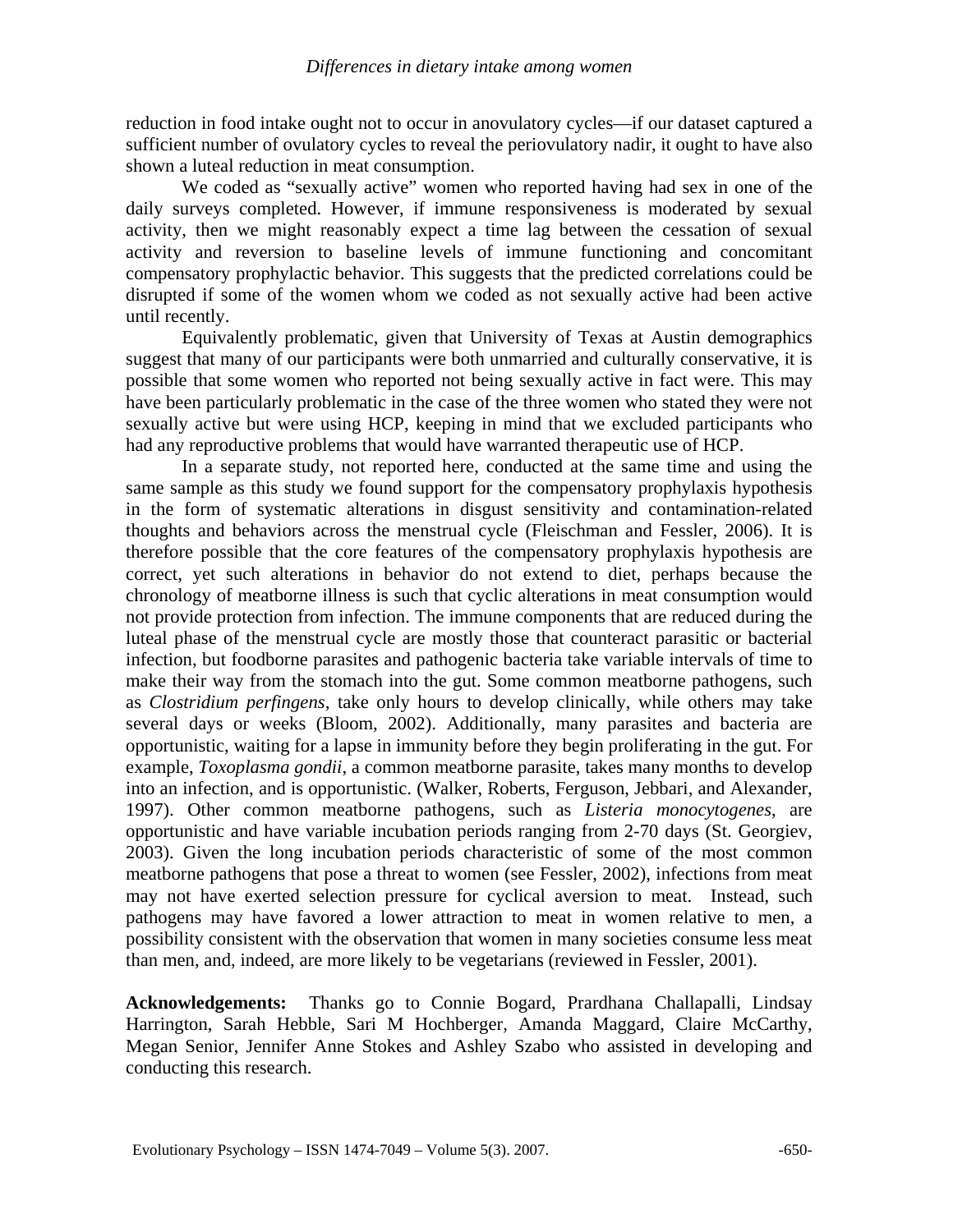reduction in food intake ought not to occur in anovulatory cycles—if our dataset captured a sufficient number of ovulatory cycles to reveal the periovulatory nadir, it ought to have also shown a luteal reduction in meat consumption.

We coded as "sexually active" women who reported having had sex in one of the daily surveys completed. However, if immune responsiveness is moderated by sexual activity, then we might reasonably expect a time lag between the cessation of sexual activity and reversion to baseline levels of immune functioning and concomitant compensatory prophylactic behavior. This suggests that the predicted correlations could be disrupted if some of the women whom we coded as not sexually active had been active until recently.

Equivalently problematic, given that University of Texas at Austin demographics suggest that many of our participants were both unmarried and culturally conservative, it is possible that some women who reported not being sexually active in fact were. This may have been particularly problematic in the case of the three women who stated they were not sexually active but were using HCP, keeping in mind that we excluded participants who had any reproductive problems that would have warranted therapeutic use of HCP.

In a separate study, not reported here, conducted at the same time and using the same sample as this study we found support for the compensatory prophylaxis hypothesis in the form of systematic alterations in disgust sensitivity and contamination-related thoughts and behaviors across the menstrual cycle (Fleischman and Fessler, 2006). It is therefore possible that the core features of the compensatory prophylaxis hypothesis are correct, yet such alterations in behavior do not extend to diet, perhaps because the chronology of meatborne illness is such that cyclic alterations in meat consumption would not provide protection from infection. The immune components that are reduced during the luteal phase of the menstrual cycle are mostly those that counteract parasitic or bacterial infection, but foodborne parasites and pathogenic bacteria take variable intervals of time to make their way from the stomach into the gut. Some common meatborne pathogens, such as *Clostridium perfingens*, take only hours to develop clinically, while others may take several days or weeks (Bloom, 2002). Additionally, many parasites and bacteria are opportunistic, waiting for a lapse in immunity before they begin proliferating in the gut. For example, *Toxoplasma gondii*, a common meatborne parasite, takes many months to develop into an infection, and is opportunistic. (Walker, Roberts, Ferguson, Jebbari, and Alexander, 1997). Other common meatborne pathogens, such as *Listeria monocytogenes*, are opportunistic and have variable incubation periods ranging from 2-70 days (St. Georgiev, 2003). Given the long incubation periods characteristic of some of the most common meatborne pathogens that pose a threat to women (see Fessler, 2002), infections from meat may not have exerted selection pressure for cyclical aversion to meat. Instead, such pathogens may have favored a lower attraction to meat in women relative to men, a possibility consistent with the observation that women in many societies consume less meat than men, and, indeed, are more likely to be vegetarians (reviewed in Fessler, 2001).

**Acknowledgements:** Thanks go to Connie Bogard, Prardhana Challapalli, Lindsay Harrington, Sarah Hebble, Sari M Hochberger, Amanda Maggard, Claire McCarthy, Megan Senior, Jennifer Anne Stokes and Ashley Szabo who assisted in developing and conducting this research.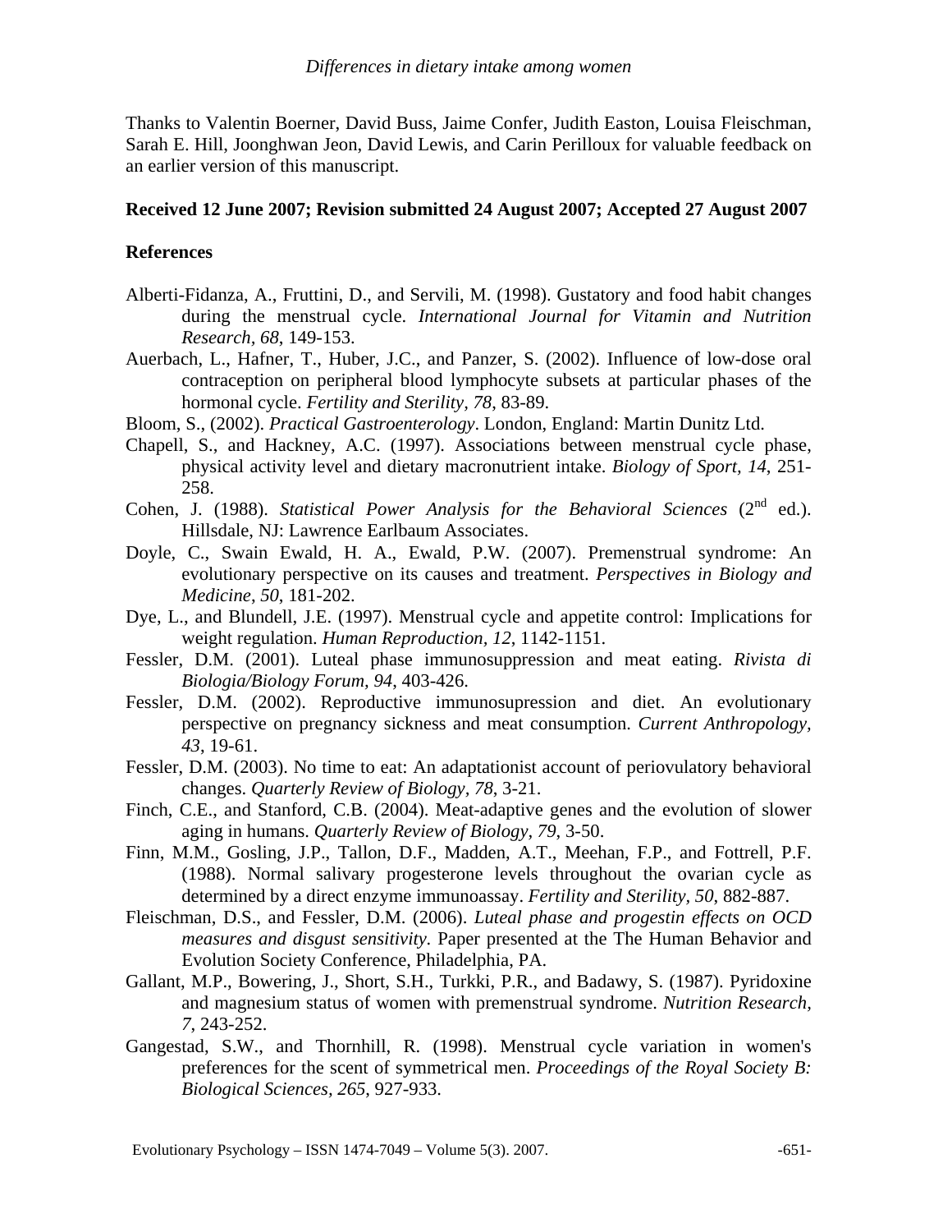Thanks to Valentin Boerner, David Buss, Jaime Confer, Judith Easton, Louisa Fleischman, Sarah E. Hill, Joonghwan Jeon, David Lewis, and Carin Perilloux for valuable feedback on an earlier version of this manuscript.

**Received 12 June 2007; Revision submitted 24 August 2007; Accepted 27 August 2007**

**References**

Alberti-Fidanza, A., Fruttini, D., and Servili, M. (1998). Gustatory and food habit changes during the menstrual cycle. *International Journal for Vitamin and Nutrition Research, 68*, 149-153.

Auerbach, L., Hafner, T., Huber, J.C., and Panzer, S. (2002). Influence of low-dose oral contraception on peripheral blood lymphocyte subsets at particular phases of the hormonal cycle. *Fertility and Sterility, 78*, 83-89.

Bloom, S., (2002). *Practical Gastroenterology*. London, England: Martin Dunitz Ltd.

Chapell, S., and Hackney, A.C. (1997). Associations between menstrual cycle phase, physical activity level and dietary macronutrient intake. *Biology of Sport, 14*, 251-258.

Cohen, J. (1988). *Statistical Power Analysis for the Behavioral Sciences* (2nd ed.). Hillsdale, NJ: Lawrence Earlbaum Associates.

Doyle, C., Swain Ewald, H. A., Ewald, P.W. (2007). Premenstrual syndrome: An evolutionary perspective on its causes and treatment. *Perspectives in Biology and Medicine, 50*, 181-202.

Dye, L., and Blundell, J.E. (1997). Menstrual cycle and appetite control: Implications for weight regulation. *Human Reproduction, 12*, 1142-1151.

Fessler, D.M. (2001). Luteal phase immunosuppression and meat eating. *Rivista di Biologia/Biology Forum, 94*, 403-426.

Fessler, D.M. (2002). Reproductive immunosupression and diet. An evolutionary perspective on pregnancy sickness and meat consumption. *Current Anthropology, 43*, 19-61.

Fessler, D.M. (2003). No time to eat: An adaptationist account of periovulatory behavioral changes. *Quarterly Review of Biology, 78*, 3-21.

Finch, C.E., and Stanford, C.B. (2004). Meat-adaptive genes and the evolution of slower aging in humans. *Quarterly Review of Biology, 79*, 3-50.

Finn, M.M., Gosling, J.P., Tallon, D.F., Madden, A.T., Meehan, F.P., and Fottrell, P.F. (1988). Normal salivary progesterone levels throughout the ovarian cycle as determined by a direct enzyme immunoassay. *Fertility and Sterility, 50*, 882-887.

Fleischman, D.S., and Fessler, D.M. (2006). *Luteal phase and progestin effects on OCD measures and disgust sensitivity*. Paper presented at the The Human Behavior and Evolution Society Conference, Philadelphia, PA.

Gallant, M.P., Bowering, J., Short, S.H., Turkki, P.R., and Badawy, S. (1987). Pyridoxine and magnesium status of women with premenstrual syndrome. *Nutrition Research, 7*, 243-252.

Gangestad, S.W., and Thornhill, R. (1998). Menstrual cycle variation in women's preferences for the scent of symmetrical men. *Proceedings of the Royal Society B: Biological Sciences, 265*, 927-933.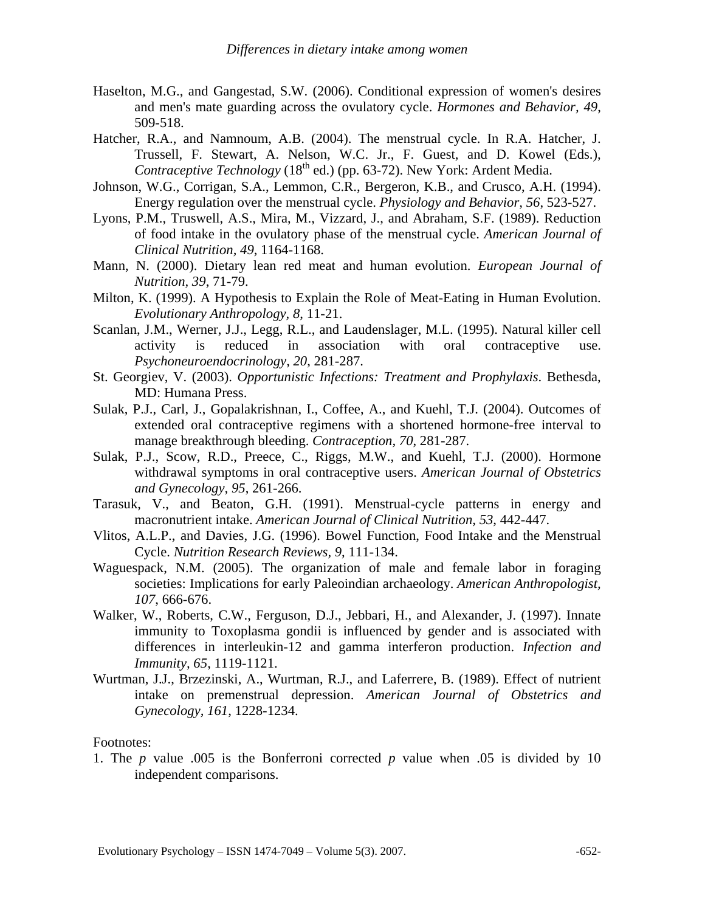Haselton, M.G., and Gangestad, S.W. (2006). Conditional expression of women's desires and men's mate guarding across the ovulatory cycle. *Hormones and Behavior, 49*, 509-518.

Hatcher, R.A., and Namnoum, A.B. (2004). The menstrual cycle. In R.A. Hatcher, J. Trussell, F. Stewart, A. Nelson, W.C. Jr., F. Guest, and D. Kowel (Eds.), *Contraceptive Technology* (18th ed.) (pp. 63-72). New York: Ardent Media.

Johnson, W.G., Corrigan, S.A., Lemmon, C.R., Bergeron, K.B., and Crusco, A.H. (1994). Energy regulation over the menstrual cycle. *Physiology and Behavior, 56*, 523-527.

Lyons, P.M., Truswell, A.S., Mira, M., Vizzard, J., and Abraham, S.F. (1989). Reduction of food intake in the ovulatory phase of the menstrual cycle. *American Journal of Clinical Nutrition, 49*, 1164-1168.

Mann, N. (2000). Dietary lean red meat and human evolution. *European Journal of Nutrition, 39*, 71-79.

Milton, K. (1999). A Hypothesis to Explain the Role of Meat-Eating in Human Evolution. *Evolutionary Anthropology, 8*, 11-21.

Scanlan, J.M., Werner, J.J., Legg, R.L., and Laudenslager, M.L. (1995). Natural killer cell activity is reduced in association with oral contraceptive use. *Psychoneuroendocrinology, 20*, 281-287.

St. Georgiev, V. (2003). *Opportunistic Infections: Treatment and Prophylaxis*. Bethesda, MD: Humana Press.

Sulak, P.J., Carl, J., Gopalakrishnan, I., Coffee, A., and Kuehl, T.J. (2004). Outcomes of extended oral contraceptive regimens with a shortened hormone-free interval to manage breakthrough bleeding. *Contraception, 70*, 281-287.

Sulak, P.J., Scow, R.D., Preece, C., Riggs, M.W., and Kuehl, T.J. (2000). Hormone withdrawal symptoms in oral contraceptive users. *American Journal of Obstetrics and Gynecology, 95*, 261-266.

Tarasuk, V., and Beaton, G.H. (1991). Menstrual-cycle patterns in energy and macronutrient intake. *American Journal of Clinical Nutrition, 53*, 442-447.

Vlitos, A.L.P., and Davies, J.G. (1996). Bowel Function, Food Intake and the Menstrual Cycle. *Nutrition Research Reviews, 9*, 111-134.

Waguespack, N.M. (2005). The organization of male and female labor in foraging societies: Implications for early Paleoindian archaeology. *American Anthropologist, 107*, 666-676.

Walker, W., Roberts, C.W., Ferguson, D.J., Jebbari, H., and Alexander, J. (1997). Innate immunity to Toxoplasma gondii is influenced by gender and is associated with differences in interleukin-12 and gamma interferon production. *Infection and Immunity, 65*, 1119-1121.

Wurtman, J.J., Brzezinski, A., Wurtman, R.J., and Laferrere, B. (1989). Effect of nutrient intake on premenstrual depression. *American Journal of Obstetrics and Gynecology, 161*, 1228-1234.

Footnotes:

1. The $p$ value .005 is the Bonferroni corrected $p$ value when .05 is divided by 10 independent comparisons.